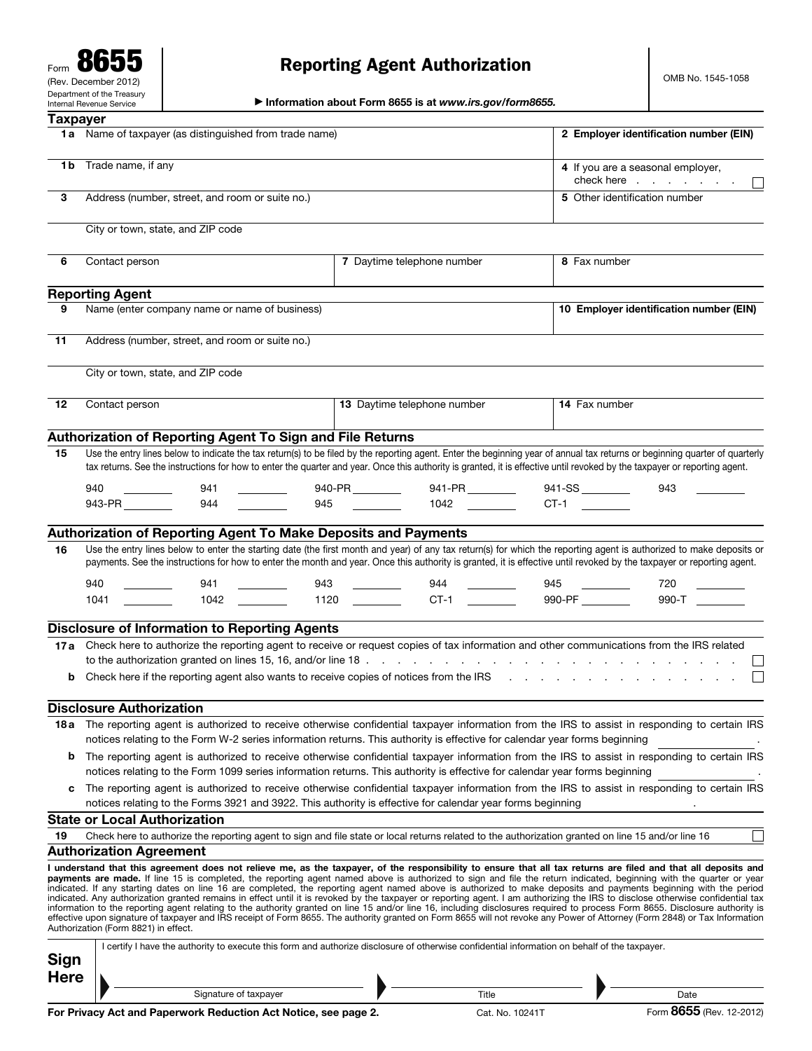Form **8655**
(Rev. December 2012)
Department of the Treasury
Internal Revenue Service

# Reporting Agent Authorization

▶ Information about Form 8655 is at *www.irs.gov/form8655.*

OMB No. 1545-1058

## Taxpayer

| | |
|---|---|
| **1a** Name of taxpayer (as distinguished from trade name) | **2 Employer identification number (EIN)** |
| **1b** Trade name, if any | **4** If you are a seasonal employer, check here . . . . . . . ☐ |
| **3** Address (number, street, and room or suite no.) | **5** Other identification number |
| City or town, state, and ZIP code | |

| | | |
|---|---|---|
| **6** Contact person | **7** Daytime telephone number | **8** Fax number |

## Reporting Agent

| | |
|---|---|
| **9** Name (enter company name or name of business) | **10 Employer identification number (EIN)** |
| **11** Address (number, street, and room or suite no.) | |
| City or town, state, and ZIP code | |

| | | |
|---|---|---|
| **12** Contact person | **13** Daytime telephone number | **14** Fax number |

## Authorization of Reporting Agent To Sign and File Returns

**15** Use the entry lines below to indicate the tax return(s) to be filed by the reporting agent. Enter the beginning year of annual tax returns or beginning quarter of quarterly tax returns. See the instructions for how to enter the quarter and year. Once this authority is granted, it is effective until revoked by the taxpayer or reporting agent.

| | | | | | | | | | | | |
|---|---|---|---|---|---|---|---|---|---|---|---|
| 940 | ________ | 941 | ________ | 940-PR | ________ | 941-PR | ________ | 941-SS | ________ | 943 | ________ |
| 943-PR | ________ | 944 | ________ | 945 | ________ | 1042 | ________ | CT-1 | ________ | | |

## Authorization of Reporting Agent To Make Deposits and Payments

**16** Use the entry lines below to enter the starting date (the first month and year) of any tax return(s) for which the reporting agent is authorized to make deposits or payments. See the instructions for how to enter the month and year. Once this authority is granted, it is effective until revoked by the taxpayer or reporting agent.

| | | | | | | | | | | | |
|---|---|---|---|---|---|---|---|---|---|---|---|
| 940 | ________ | 941 | ________ | 943 | ________ | 944 | ________ | 945 | ________ | 720 | ________ |
| 1041 | ________ | 1042 | ________ | 1120 | ________ | CT-1 | ________ | 990-PF | ________ | 990-T | ________ |

## Disclosure of Information to Reporting Agents

**17a** Check here to authorize the reporting agent to receive or request copies of tax information and other communications from the IRS related to the authorization granted on lines 15, 16, and/or line 18 . . . . . . . . . . . . . . . . . . . . . . . . . . ☐

**b** Check here if the reporting agent also wants to receive copies of notices from the IRS . . . . . . . . . . . . . . . . ☐

## Disclosure Authorization

**18a** The reporting agent is authorized to receive otherwise confidential taxpayer information from the IRS to assist in responding to certain IRS notices relating to the Form W-2 series information returns. This authority is effective for calendar year forms beginning ____________ .

**b** The reporting agent is authorized to receive otherwise confidential taxpayer information from the IRS to assist in responding to certain IRS notices relating to the Form 1099 series information returns. This authority is effective for calendar year forms beginning ____________ .

**c** The reporting agent is authorized to receive otherwise confidential taxpayer information from the IRS to assist in responding to certain IRS notices relating to the Forms 3921 and 3922. This authority is effective for calendar year forms beginning ____________ .

## State or Local Authorization

**19** Check here to authorize the reporting agent to sign and file state or local returns related to the authorization granted on line 15 and/or line 16 ☐

## Authorization Agreement

**I understand that this agreement does not relieve me, as the taxpayer, of the responsibility to ensure that all tax returns are filed and that all deposits and payments are made.** If line 15 is completed, the reporting agent named above is authorized to sign and file the return indicated, beginning with the quarter or year indicated. If any starting dates on line 16 are completed, the reporting agent named above is authorized to make deposits and payments beginning with the period indicated. Any authorization granted remains in effect until it is revoked by the taxpayer or reporting agent. I am authorizing the IRS to disclose otherwise confidential tax information to the reporting agent relating to the authority granted on line 15 and/or line 16, including disclosures required to process Form 8655. Disclosure authority is effective upon signature of taxpayer and IRS receipt of Form 8655. The authority granted on Form 8655 will not revoke any Power of Attorney (Form 2848) or Tax Information Authorization (Form 8821) in effect.

**Sign Here**

I certify I have the authority to execute this form and authorize disclosure of otherwise confidential information on behalf of the taxpayer.

| | | |
|---|---|---|
| ▶ ____________________ | ▶ ____________________ | ▶ ____________________ |
| Signature of taxpayer | Title | Date |

**For Privacy Act and Paperwork Reduction Act Notice, see page 2.** Cat. No. 10241T Form **8655** (Rev. 12-2012)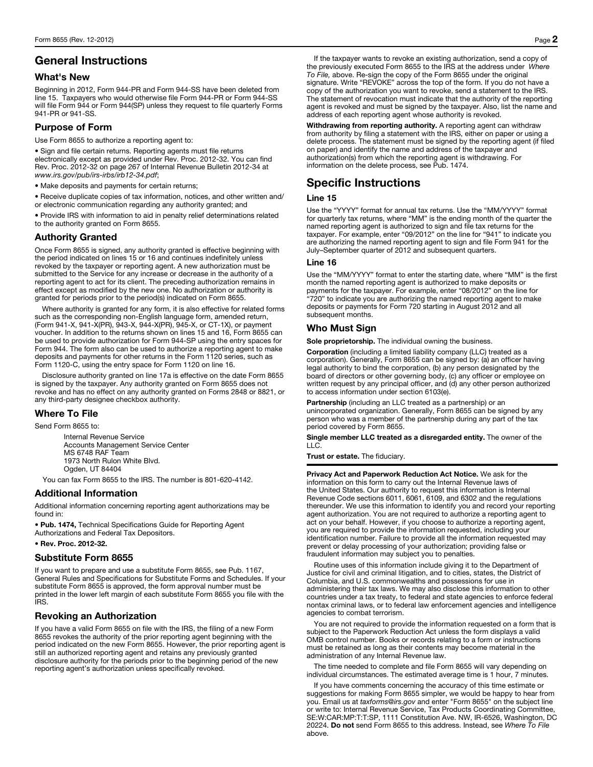# General Instructions

## What's New

Beginning in 2012, Form 944-PR and Form 944-SS have been deleted from line 15. Taxpayers who would otherwise file Form 944-PR or Form 944-SS will file Form 944 or Form 944(SP) unless they request to file quarterly Forms 941-PR or 941-SS.

## Purpose of Form

Use Form 8655 to authorize a reporting agent to:

- Sign and file certain returns. Reporting agents must file returns electronically except as provided under Rev. Proc. 2012-32. You can find Rev. Proc. 2012-32 on page 267 of Internal Revenue Bulletin 2012-34 at *www.irs.gov/pub/irs-irbs/irb12-34.pdf*;
- Make deposits and payments for certain returns;
- Receive duplicate copies of tax information, notices, and other written and/ or electronic communication regarding any authority granted; and
- Provide IRS with information to aid in penalty relief determinations related to the authority granted on Form 8655.

## Authority Granted

Once Form 8655 is signed, any authority granted is effective beginning with the period indicated on lines 15 or 16 and continues indefinitely unless revoked by the taxpayer or reporting agent. A new authorization must be submitted to the Service for any increase or decrease in the authority of a reporting agent to act for its client. The preceding authorization remains in effect except as modified by the new one. No authorization or authority is granted for periods prior to the period(s) indicated on Form 8655.

Where authority is granted for any form, it is also effective for related forms such as the corresponding non-English language form, amended return, (Form 941-X, 941-X(PR), 943-X, 944-X(PR), 945-X, or CT-1X), or payment voucher. In addition to the returns shown on lines 15 and 16, Form 8655 can be used to provide authorization for Form 944-SP using the entry spaces for Form 944. The form also can be used to authorize a reporting agent to make deposits and payments for other returns in the Form 1120 series, such as Form 1120-C, using the entry space for Form 1120 on line 16.

Disclosure authority granted on line 17a is effective on the date Form 8655 is signed by the taxpayer. Any authority granted on Form 8655 does not revoke and has no effect on any authority granted on Forms 2848 or 8821, or any third-party designee checkbox authority.

## Where To File

Send Form 8655 to:

Internal Revenue Service
Accounts Management Service Center
MS 6748 RAF Team
1973 North Rulon White Blvd.
Ogden, UT 84404

You can fax Form 8655 to the IRS. The number is 801-620-4142.

## Additional Information

Additional information concerning reporting agent authorizations may be found in:

- **Pub. 1474,** Technical Specifications Guide for Reporting Agent Authorizations and Federal Tax Depositors.
- **Rev. Proc. 2012-32.**

## Substitute Form 8655

If you want to prepare and use a substitute Form 8655, see Pub. 1167, General Rules and Specifications for Substitute Forms and Schedules. If your substitute Form 8655 is approved, the form approval number must be printed in the lower left margin of each substitute Form 8655 you file with the IRS.

## Revoking an Authorization

If you have a valid Form 8655 on file with the IRS, the filing of a new Form 8655 revokes the authority of the prior reporting agent beginning with the period indicated on the new Form 8655. However, the prior reporting agent is still an authorized reporting agent and retains any previously granted disclosure authority for the periods prior to the beginning period of the new reporting agent's authorization unless specifically revoked.

If the taxpayer wants to revoke an existing authorization, send a copy of the previously executed Form 8655 to the IRS at the address under *Where To File,* above. Re-sign the copy of the Form 8655 under the original signature. Write "REVOKE" across the top of the form. If you do not have a copy of the authorization you want to revoke, send a statement to the IRS. The statement of revocation must indicate that the authority of the reporting agent is revoked and must be signed by the taxpayer. Also, list the name and address of each reporting agent whose authority is revoked.

**Withdrawing from reporting authority.** A reporting agent can withdraw from authority by filing a statement with the IRS, either on paper or using a delete process. The statement must be signed by the reporting agent (if filed on paper) and identify the name and address of the taxpayer and authorization(s) from which the reporting agent is withdrawing. For information on the delete process, see Pub. 1474.

# Specific Instructions

## Line 15

Use the "YYYY" format for annual tax returns. Use the "MM/YYYY" format for quarterly tax returns, where "MM" is the ending month of the quarter the named reporting agent is authorized to sign and file tax returns for the taxpayer. For example, enter "09/2012" on the line for "941" to indicate you are authorizing the named reporting agent to sign and file Form 941 for the July–September quarter of 2012 and subsequent quarters.

## Line 16

Use the "MM/YYYY" format to enter the starting date, where "MM" is the first month the named reporting agent is authorized to make deposits or payments for the taxpayer. For example, enter "08/2012" on the line for "720" to indicate you are authorizing the named reporting agent to make deposits or payments for Form 720 starting in August 2012 and all subsequent months.

## Who Must Sign

**Sole proprietorship.** The individual owning the business.

**Corporation** (including a limited liability company (LLC) treated as a corporation). Generally, Form 8655 can be signed by: (a) an officer having legal authority to bind the corporation, (b) any person designated by the board of directors or other governing body, (c) any officer or employee on written request by any principal officer, and (d) any other person authorized to access information under section 6103(e).

**Partnership** (including an LLC treated as a partnership) or an unincorporated organization. Generally, Form 8655 can be signed by any person who was a member of the partnership during any part of the tax period covered by Form 8655.

**Single member LLC treated as a disregarded entity.** The owner of the LLC.

**Trust or estate.** The fiduciary.

---

**Privacy Act and Paperwork Reduction Act Notice.** We ask for the information on this form to carry out the Internal Revenue laws of the United States. Our authority to request this information is Internal Revenue Code sections 6011, 6061, 6109, and 6302 and the regulations thereunder. We use this information to identify you and record your reporting agent authorization. You are not required to authorize a reporting agent to act on your behalf. However, if you choose to authorize a reporting agent, you are required to provide the information requested, including your identification number. Failure to provide all the information requested may prevent or delay processing of your authorization; providing false or fraudulent information may subject you to penalties.

Routine uses of this information include giving it to the Department of Justice for civil and criminal litigation, and to cities, states, the District of Columbia, and U.S. commonwealths and possessions for use in administering their tax laws. We may also disclose this information to other countries under a tax treaty, to federal and state agencies to enforce federal nontax criminal laws, or to federal law enforcement agencies and intelligence agencies to combat terrorism.

You are not required to provide the information requested on a form that is subject to the Paperwork Reduction Act unless the form displays a valid OMB control number. Books or records relating to a form or instructions must be retained as long as their contents may become material in the administration of any Internal Revenue law.

The time needed to complete and file Form 8655 will vary depending on individual circumstances. The estimated average time is 1 hour, 7 minutes.

If you have comments concerning the accuracy of this time estimate or suggestions for making Form 8655 simpler, we would be happy to hear from you. Email us at *taxforms@irs.gov* and enter "Form 8655" on the subject line or write to: Internal Revenue Service, Tax Products Coordinating Committee, SE:W:CAR:MP:T:T:SP, 1111 Constitution Ave. NW, IR-6526, Washington, DC 20224. **Do not** send Form 8655 to this address. Instead, see *Where To File* above.